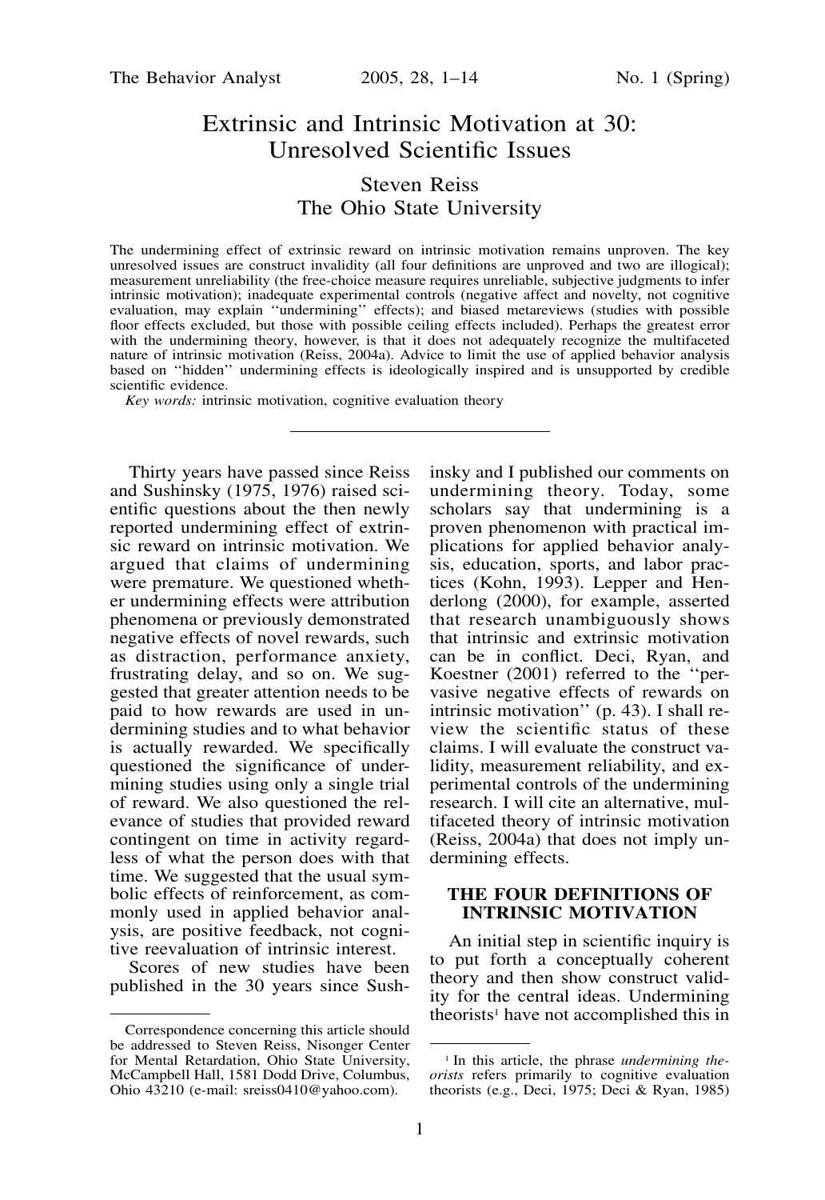# Extrinsic and Intrinsic Motivation at 30: Unresolved Scientific Issues

Steven Reiss
The Ohio State University

The undermining effect of extrinsic reward on intrinsic motivation remains unproven. The key unresolved issues are construct invalidity (all four definitions are unproved and two are illogical); measurement unreliability (the free-choice measure requires unreliable, subjective judgments to infer intrinsic motivation); inadequate experimental controls (negative affect and novelty, not cognitive evaluation, may explain ''undermining'' effects); and biased metareviews (studies with possible floor effects excluded, but those with possible ceiling effects included). Perhaps the greatest error with the undermining theory, however, is that it does not adequately recognize the multifaceted nature of intrinsic motivation (Reiss, 2004a). Advice to limit the use of applied behavior analysis based on ''hidden'' undermining effects is ideologically inspired and is unsupported by credible scientific evidence.

*Key words:* intrinsic motivation, cognitive evaluation theory

---

Thirty years have passed since Reiss and Sushinsky (1975, 1976) raised scientific questions about the then newly reported undermining effect of extrinsic reward on intrinsic motivation. We argued that claims of undermining were premature. We questioned whether undermining effects were attribution phenomena or previously demonstrated negative effects of novel rewards, such as distraction, performance anxiety, frustrating delay, and so on. We suggested that greater attention needs to be paid to how rewards are used in undermining studies and to what behavior is actually rewarded. We specifically questioned the significance of undermining studies using only a single trial of reward. We also questioned the relevance of studies that provided reward contingent on time in activity regardless of what the person does with that time. We suggested that the usual symbolic effects of reinforcement, as commonly used in applied behavior analysis, are positive feedback, not cognitive reevaluation of intrinsic interest.

Scores of new studies have been published in the 30 years since Sushinsky and I published our comments on undermining theory. Today, some scholars say that undermining is a proven phenomenon with practical implications for applied behavior analysis, education, sports, and labor practices (Kohn, 1993). Lepper and Henderlong (2000), for example, asserted that research unambiguously shows that intrinsic and extrinsic motivation can be in conflict. Deci, Ryan, and Koestner (2001) referred to the ''pervasive negative effects of rewards on intrinsic motivation'' (p. 43). I shall review the scientific status of these claims. I will evaluate the construct validity, measurement reliability, and experimental controls of the undermining research. I will cite an alternative, multifaceted theory of intrinsic motivation (Reiss, 2004a) that does not imply undermining effects.

## THE FOUR DEFINITIONS OF INTRINSIC MOTIVATION

An initial step in scientific inquiry is to put forth a conceptually coherent theory and then show construct validity for the central ideas. Undermining theorists[1] have not accomplished this in

---

Correspondence concerning this article should be addressed to Steven Reiss, Nisonger Center for Mental Retardation, Ohio State University, McCampbell Hall, 1581 Dodd Drive, Columbus, Ohio 43210 (e-mail: sreiss0410@yahoo.com).

[1] In this article, the phrase *undermining theorists* refers primarily to cognitive evaluation theorists (e.g., Deci, 1975; Deci & Ryan, 1985)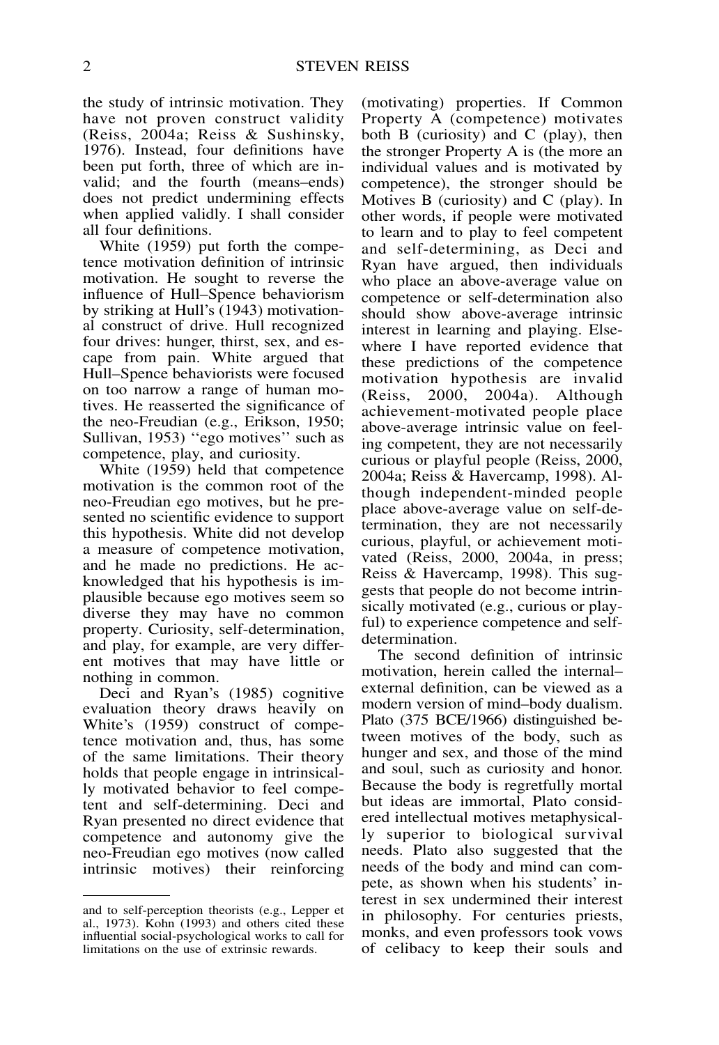the study of intrinsic motivation. They have not proven construct validity (Reiss, 2004a; Reiss & Sushinsky, 1976). Instead, four definitions have been put forth, three of which are invalid; and the fourth (means–ends) does not predict undermining effects when applied validly. I shall consider all four definitions.

White (1959) put forth the competence motivation definition of intrinsic motivation. He sought to reverse the influence of Hull–Spence behaviorism by striking at Hull's (1943) motivational construct of drive. Hull recognized four drives: hunger, thirst, sex, and escape from pain. White argued that Hull–Spence behaviorists were focused on too narrow a range of human motives. He reasserted the significance of the neo-Freudian (e.g., Erikson, 1950; Sullivan, 1953) "ego motives" such as competence, play, and curiosity.

White (1959) held that competence motivation is the common root of the neo-Freudian ego motives, but he presented no scientific evidence to support this hypothesis. White did not develop a measure of competence motivation, and he made no predictions. He acknowledged that his hypothesis is implausible because ego motives seem so diverse they may have no common property. Curiosity, self-determination, and play, for example, are very different motives that may have little or nothing in common.

Deci and Ryan's (1985) cognitive evaluation theory draws heavily on White's (1959) construct of competence motivation and, thus, has some of the same limitations. Their theory holds that people engage in intrinsically motivated behavior to feel competent and self-determining. Deci and Ryan presented no direct evidence that competence and autonomy give the neo-Freudian ego motives (now called intrinsic motives) their reinforcing (motivating) properties. If Common Property A (competence) motivates both B (curiosity) and C (play), then the stronger Property A is (the more an individual values and is motivated by competence), the stronger should be Motives B (curiosity) and C (play). In other words, if people were motivated to learn and to play to feel competent and self-determining, as Deci and Ryan have argued, then individuals who place an above-average value on competence or self-determination also should show above-average intrinsic interest in learning and playing. Elsewhere I have reported evidence that these predictions of the competence motivation hypothesis are invalid (Reiss, 2000, 2004a). Although achievement-motivated people place above-average intrinsic value on feeling competent, they are not necessarily curious or playful people (Reiss, 2000, 2004a; Reiss & Havercamp, 1998). Although independent-minded people place above-average value on self-determination, they are not necessarily curious, playful, or achievement motivated (Reiss, 2000, 2004a, in press; Reiss & Havercamp, 1998). This suggests that people do not become intrinsically motivated (e.g., curious or playful) to experience competence and self-determination.

The second definition of intrinsic motivation, herein called the internal–external definition, can be viewed as a modern version of mind–body dualism. Plato (375 BCE/1966) distinguished between motives of the body, such as hunger and sex, and those of the mind and soul, such as curiosity and honor. Because the body is regretfully mortal but ideas are immortal, Plato considered intellectual motives metaphysically superior to biological survival needs. Plato also suggested that the needs of the body and mind can compete, as shown when his students' interest in sex undermined their interest in philosophy. For centuries priests, monks, and even professors took vows of celibacy to keep their souls and

---

and to self-perception theorists (e.g., Lepper et al., 1973). Kohn (1993) and others cited these influential social-psychological works to call for limitations on the use of extrinsic rewards.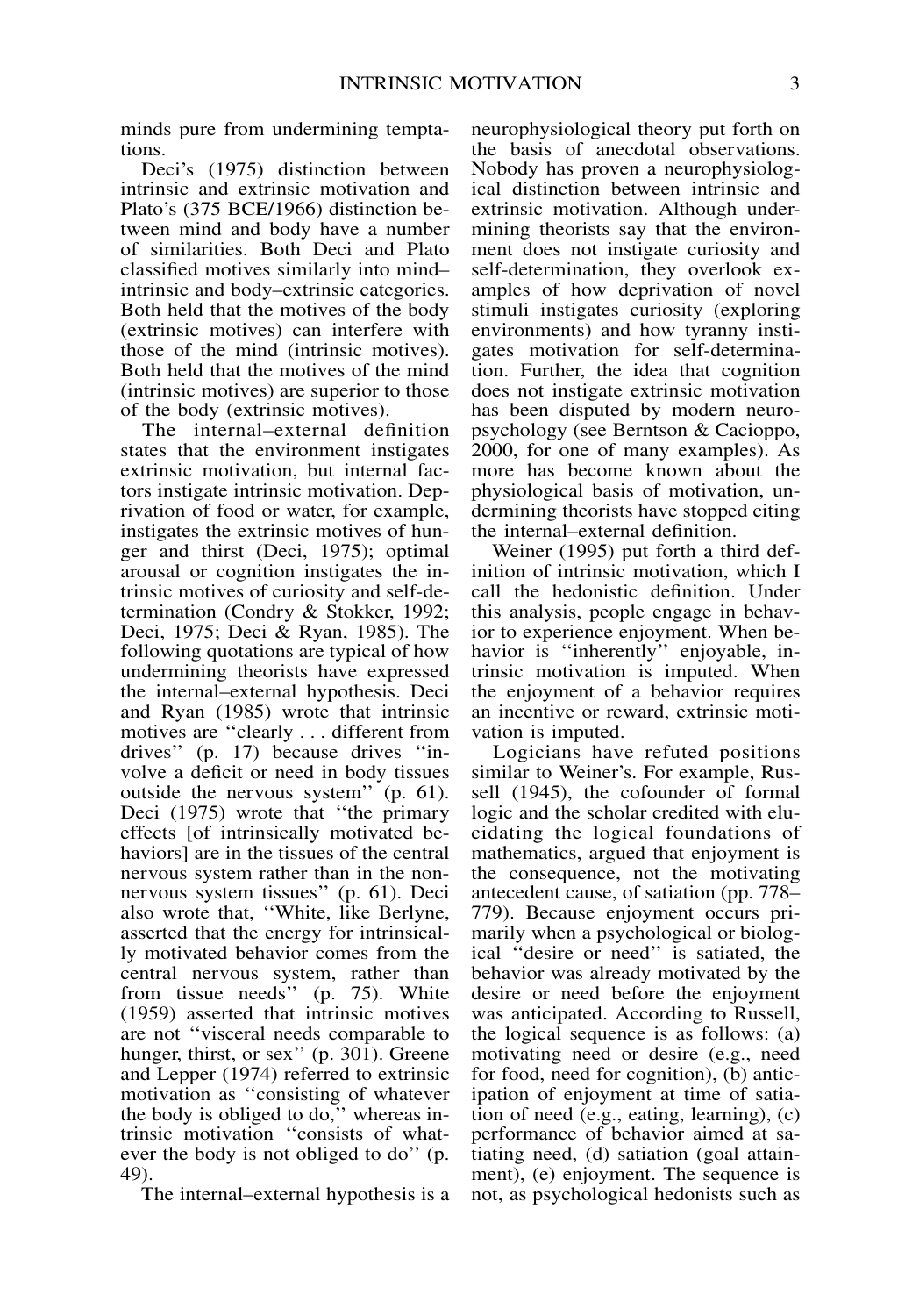minds pure from undermining temptations.

Deci's (1975) distinction between intrinsic and extrinsic motivation and Plato's (375 BCE/1966) distinction between mind and body have a number of similarities. Both Deci and Plato classified motives similarly into mind–intrinsic and body–extrinsic categories. Both held that the motives of the body (extrinsic motives) can interfere with those of the mind (intrinsic motives). Both held that the motives of the mind (intrinsic motives) are superior to those of the body (extrinsic motives).

The internal–external definition states that the environment instigates extrinsic motivation, but internal factors instigate intrinsic motivation. Deprivation of food or water, for example, instigates the extrinsic motives of hunger and thirst (Deci, 1975); optimal arousal or cognition instigates the intrinsic motives of curiosity and self-determination (Condry & Stokker, 1992; Deci, 1975; Deci & Ryan, 1985). The following quotations are typical of how undermining theorists have expressed the internal–external hypothesis. Deci and Ryan (1985) wrote that intrinsic motives are "clearly . . . different from drives" (p. 17) because drives "involve a deficit or need in body tissues outside the nervous system" (p. 61). Deci (1975) wrote that "the primary effects [of intrinsically motivated behaviors] are in the tissues of the central nervous system rather than in the nonnervous system tissues" (p. 61). Deci also wrote that, "White, like Berlyne, asserted that the energy for intrinsically motivated behavior comes from the central nervous system, rather than from tissue needs" (p. 75). White (1959) asserted that intrinsic motives are not "visceral needs comparable to hunger, thirst, or sex" (p. 301). Greene and Lepper (1974) referred to extrinsic motivation as "consisting of whatever the body is obliged to do," whereas intrinsic motivation "consists of whatever the body is not obliged to do" (p. 49).

The internal–external hypothesis is a neurophysiological theory put forth on the basis of anecdotal observations. Nobody has proven a neurophysiological distinction between intrinsic and extrinsic motivation. Although undermining theorists say that the environment does not instigate curiosity and self-determination, they overlook examples of how deprivation of novel stimuli instigates curiosity (exploring environments) and how tyranny instigates motivation for self-determination. Further, the idea that cognition does not instigate extrinsic motivation has been disputed by modern neuropsychology (see Berntson & Cacioppo, 2000, for one of many examples). As more has become known about the physiological basis of motivation, undermining theorists have stopped citing the internal–external definition.

Weiner (1995) put forth a third definition of intrinsic motivation, which I call the hedonistic definition. Under this analysis, people engage in behavior to experience enjoyment. When behavior is "inherently" enjoyable, intrinsic motivation is imputed. When the enjoyment of a behavior requires an incentive or reward, extrinsic motivation is imputed.

Logicians have refuted positions similar to Weiner's. For example, Russell (1945), the cofounder of formal logic and the scholar credited with elucidating the logical foundations of mathematics, argued that enjoyment is the consequence, not the motivating antecedent cause, of satiation (pp. 778–779). Because enjoyment occurs primarily when a psychological or biological "desire or need" is satiated, the behavior was already motivated by the desire or need before the enjoyment was anticipated. According to Russell, the logical sequence is as follows: (a) motivating need or desire (e.g., need for food, need for cognition), (b) anticipation of enjoyment at time of satiation of need (e.g., eating, learning), (c) performance of behavior aimed at satiating need, (d) satiation (goal attainment), (e) enjoyment. The sequence is not, as psychological hedonists such as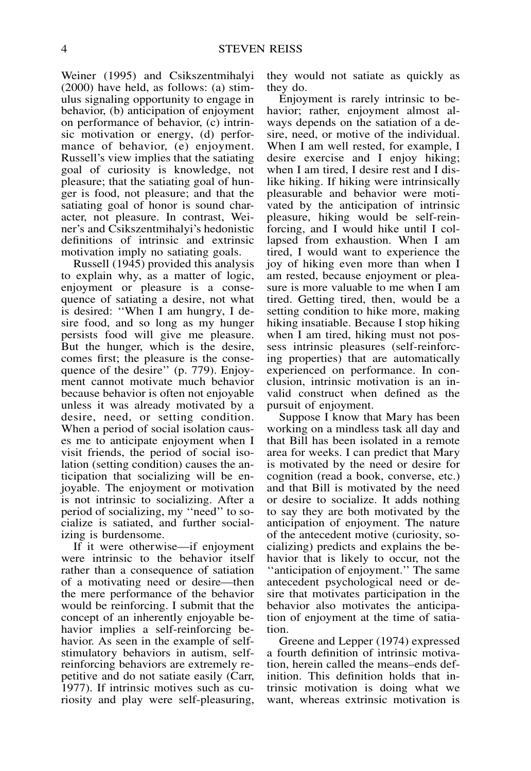Weiner (1995) and Csikszentmihalyi (2000) have held, as follows: (a) stimulus signaling opportunity to engage in behavior, (b) anticipation of enjoyment on performance of behavior, (c) intrinsic motivation or energy, (d) performance of behavior, (e) enjoyment. Russell's view implies that the satiating goal of curiosity is knowledge, not pleasure; that the satiating goal of hunger is food, not pleasure; and that the satiating goal of honor is sound character, not pleasure. In contrast, Weiner's and Csikszentmihalyi's hedonistic definitions of intrinsic and extrinsic motivation imply no satiating goals.

Russell (1945) provided this analysis to explain why, as a matter of logic, enjoyment or pleasure is a consequence of satiating a desire, not what is desired: ''When I am hungry, I desire food, and so long as my hunger persists food will give me pleasure. But the hunger, which is the desire, comes first; the pleasure is the consequence of the desire'' (p. 779). Enjoyment cannot motivate much behavior because behavior is often not enjoyable unless it was already motivated by a desire, need, or setting condition. When a period of social isolation causes me to anticipate enjoyment when I visit friends, the period of social isolation (setting condition) causes the anticipation that socializing will be enjoyable. The enjoyment or motivation is not intrinsic to socializing. After a period of socializing, my ''need'' to socialize is satiated, and further socializing is burdensome.

If it were otherwise—if enjoyment were intrinsic to the behavior itself rather than a consequence of satiation of a motivating need or desire—then the mere performance of the behavior would be reinforcing. I submit that the concept of an inherently enjoyable behavior implies a self-reinforcing behavior. As seen in the example of self-stimulatory behaviors in autism, self-reinforcing behaviors are extremely repetitive and do not satiate easily (Carr, 1977). If intrinsic motives such as curiosity and play were self-pleasuring, they would not satiate as quickly as they do.

Enjoyment is rarely intrinsic to behavior; rather, enjoyment almost always depends on the satiation of a desire, need, or motive of the individual. When I am well rested, for example, I desire exercise and I enjoy hiking; when I am tired, I desire rest and I dislike hiking. If hiking were intrinsically pleasurable and behavior were motivated by the anticipation of intrinsic pleasure, hiking would be self-reinforcing, and I would hike until I collapsed from exhaustion. When I am tired, I would want to experience the joy of hiking even more than when I am rested, because enjoyment or pleasure is more valuable to me when I am tired. Getting tired, then, would be a setting condition to hike more, making hiking insatiable. Because I stop hiking when I am tired, hiking must not possess intrinsic pleasures (self-reinforcing properties) that are automatically experienced on performance. In conclusion, intrinsic motivation is an invalid construct when defined as the pursuit of enjoyment.

Suppose I know that Mary has been working on a mindless task all day and that Bill has been isolated in a remote area for weeks. I can predict that Mary is motivated by the need or desire for cognition (read a book, converse, etc.) and that Bill is motivated by the need or desire to socialize. It adds nothing to say they are both motivated by the anticipation of enjoyment. The nature of the antecedent motive (curiosity, socializing) predicts and explains the behavior that is likely to occur, not the ''anticipation of enjoyment.'' The same antecedent psychological need or desire that motivates participation in the behavior also motivates the anticipation of enjoyment at the time of satiation.

Greene and Lepper (1974) expressed a fourth definition of intrinsic motivation, herein called the means–ends definition. This definition holds that intrinsic motivation is doing what we want, whereas extrinsic motivation is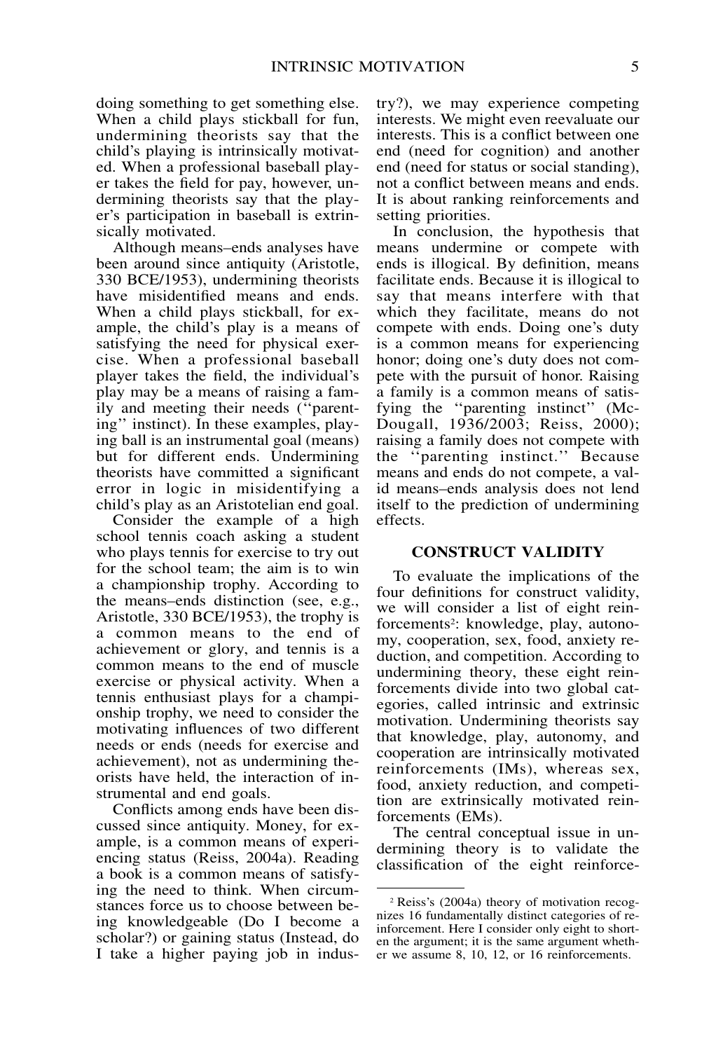doing something to get something else. When a child plays stickball for fun, undermining theorists say that the child's playing is intrinsically motivated. When a professional baseball player takes the field for pay, however, undermining theorists say that the player's participation in baseball is extrinsically motivated.

Although means–ends analyses have been around since antiquity (Aristotle, 330 BCE/1953), undermining theorists have misidentified means and ends. When a child plays stickball, for example, the child's play is a means of satisfying the need for physical exercise. When a professional baseball player takes the field, the individual's play may be a means of raising a family and meeting their needs (''parenting'' instinct). In these examples, playing ball is an instrumental goal (means) but for different ends. Undermining theorists have committed a significant error in logic in misidentifying a child's play as an Aristotelian end goal.

Consider the example of a high school tennis coach asking a student who plays tennis for exercise to try out for the school team; the aim is to win a championship trophy. According to the means–ends distinction (see, e.g., Aristotle, 330 BCE/1953), the trophy is a common means to the end of achievement or glory, and tennis is a common means to the end of muscle exercise or physical activity. When a tennis enthusiast plays for a championship trophy, we need to consider the motivating influences of two different needs or ends (needs for exercise and achievement), not as undermining theorists have held, the interaction of instrumental and end goals.

Conflicts among ends have been discussed since antiquity. Money, for example, is a common means of experiencing status (Reiss, 2004a). Reading a book is a common means of satisfying the need to think. When circumstances force us to choose between being knowledgeable (Do I become a scholar?) or gaining status (Instead, do I take a higher paying job in industry?), we may experience competing interests. We might even reevaluate our interests. This is a conflict between one end (need for cognition) and another end (need for status or social standing), not a conflict between means and ends. It is about ranking reinforcements and setting priorities.

In conclusion, the hypothesis that means undermine or compete with ends is illogical. By definition, means facilitate ends. Because it is illogical to say that means interfere with that which they facilitate, means do not compete with ends. Doing one's duty is a common means for experiencing honor; doing one's duty does not compete with the pursuit of honor. Raising a family is a common means of satisfying the ''parenting instinct'' (McDougall, 1936/2003; Reiss, 2000); raising a family does not compete with the ''parenting instinct.'' Because means and ends do not compete, a valid means–ends analysis does not lend itself to the prediction of undermining effects.

## CONSTRUCT VALIDITY

To evaluate the implications of the four definitions for construct validity, we will consider a list of eight reinforcements[2]: knowledge, play, autonomy, cooperation, sex, food, anxiety reduction, and competition. According to undermining theory, these eight reinforcements divide into two global categories, called intrinsic and extrinsic motivation. Undermining theorists say that knowledge, play, autonomy, and cooperation are intrinsically motivated reinforcements (IMs), whereas sex, food, anxiety reduction, and competition are extrinsically motivated reinforcements (EMs).

The central conceptual issue in undermining theory is to validate the classification of the eight reinforce-

[2] Reiss's (2004a) theory of motivation recognizes 16 fundamentally distinct categories of reinforcement. Here I consider only eight to shorten the argument; it is the same argument whether we assume 8, 10, 12, or 16 reinforcements.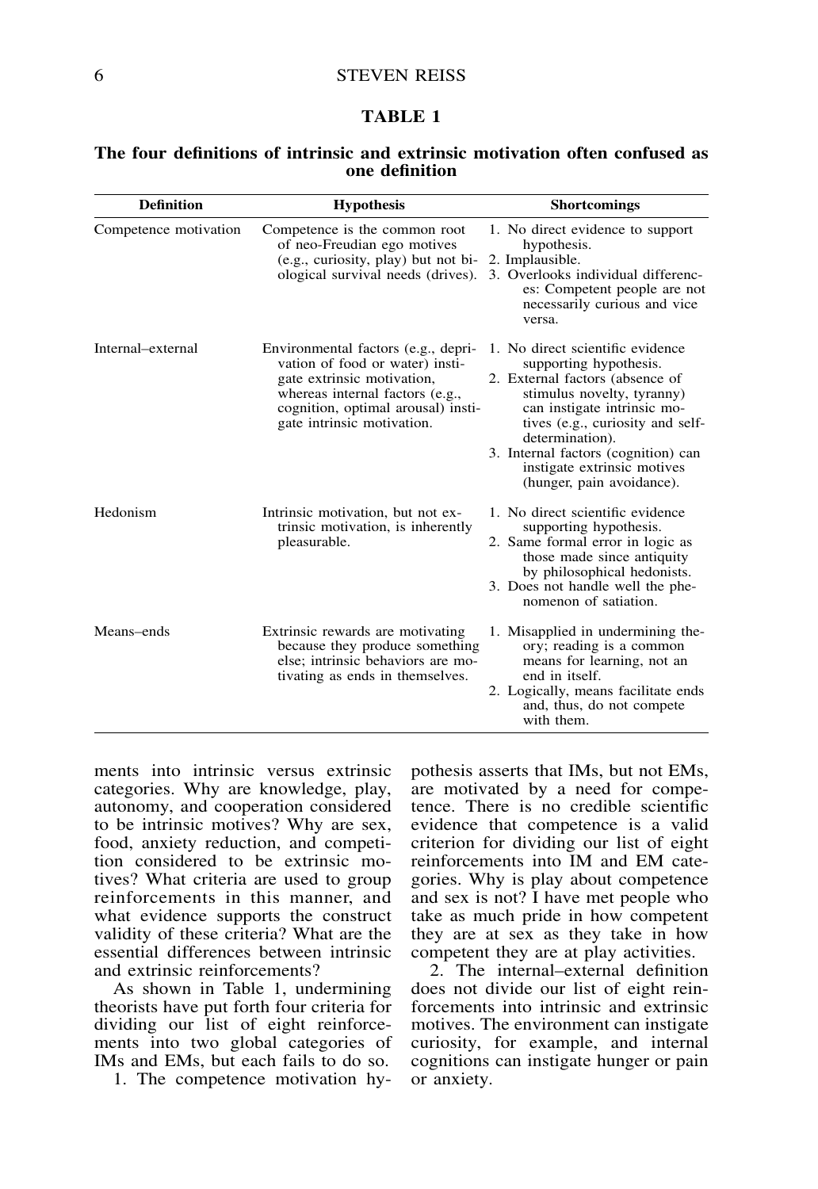**TABLE 1**

**The four definitions of intrinsic and extrinsic motivation often confused as one definition**

| Definition | Hypothesis | Shortcomings |
|---|---|---|
| Competence motivation | Competence is the common root of neo-Freudian ego motives (e.g., curiosity, play) but not biological survival needs (drives). | 1. No direct evidence to support hypothesis. 2. Implausible. 3. Overlooks individual differences: Competent people are not necessarily curious and vice versa. |
| Internal–external | Environmental factors (e.g., deprivation of food or water) instigate extrinsic motivation, whereas internal factors (e.g., cognition, optimal arousal) instigate intrinsic motivation. | 1. No direct scientific evidence supporting hypothesis. 2. External factors (absence of stimulus novelty, tyranny) can instigate intrinsic motives (e.g., curiosity and self-determination). 3. Internal factors (cognition) can instigate extrinsic motives (hunger, pain avoidance). |
| Hedonism | Intrinsic motivation, but not extrinsic motivation, is inherently pleasurable. | 1. No direct scientific evidence supporting hypothesis. 2. Same formal error in logic as those made since antiquity by philosophical hedonists. 3. Does not handle well the phenomenon of satiation. |
| Means–ends | Extrinsic rewards are motivating because they produce something else; intrinsic behaviors are motivating as ends in themselves. | 1. Misapplied in undermining theory; reading is a common means for learning, not an end in itself. 2. Logically, means facilitate ends and, thus, do not compete with them. |

ments into intrinsic versus extrinsic categories. Why are knowledge, play, autonomy, and cooperation considered to be intrinsic motives? Why are sex, food, anxiety reduction, and competition considered to be extrinsic motives? What criteria are used to group reinforcements in this manner, and what evidence supports the construct validity of these criteria? What are the essential differences between intrinsic and extrinsic reinforcements?

As shown in Table 1, undermining theorists have put forth four criteria for dividing our list of eight reinforcements into two global categories of IMs and EMs, but each fails to do so.

1. The competence motivation hypothesis asserts that IMs, but not EMs, are motivated by a need for competence. There is no credible scientific evidence that competence is a valid criterion for dividing our list of eight reinforcements into IM and EM categories. Why is play about competence and sex is not? I have met people who take as much pride in how competent they are at sex as they take in how competent they are at play activities.

2. The internal–external definition does not divide our list of eight reinforcements into intrinsic and extrinsic motives. The environment can instigate curiosity, for example, and internal cognitions can instigate hunger or pain or anxiety.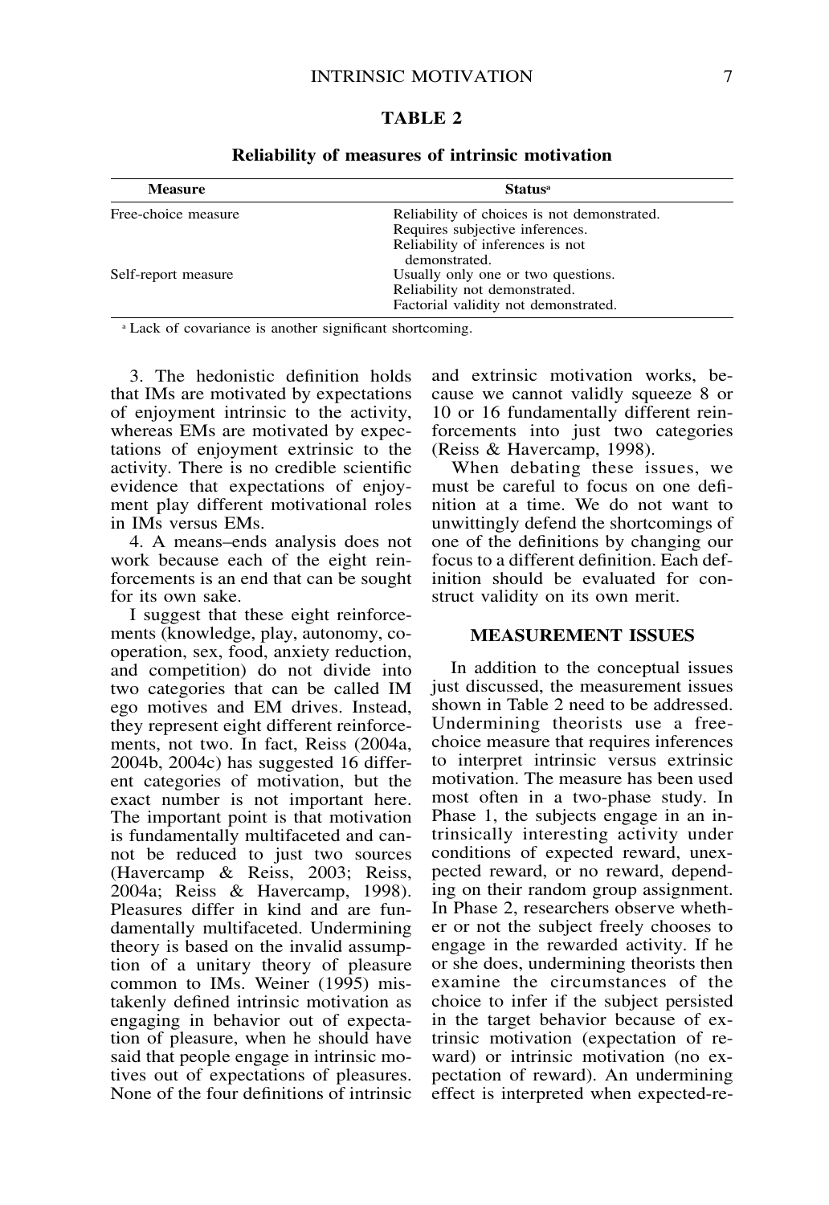**TABLE 2**

**Reliability of measures of intrinsic motivation**

| Measure | Status[a] |
|---|---|
| Free-choice measure | Reliability of choices is not demonstrated. Requires subjective inferences. Reliability of inferences is not demonstrated. |
| Self-report measure | Usually only one or two questions. Reliability not demonstrated. Factorial validity not demonstrated. |

[a] Lack of covariance is another significant shortcoming.

3. The hedonistic definition holds that IMs are motivated by expectations of enjoyment intrinsic to the activity, whereas EMs are motivated by expectations of enjoyment extrinsic to the activity. There is no credible scientific evidence that expectations of enjoyment play different motivational roles in IMs versus EMs.

4. A means–ends analysis does not work because each of the eight reinforcements is an end that can be sought for its own sake.

I suggest that these eight reinforcements (knowledge, play, autonomy, cooperation, sex, food, anxiety reduction, and competition) do not divide into two categories that can be called IM ego motives and EM drives. Instead, they represent eight different reinforcements, not two. In fact, Reiss (2004a, 2004b, 2004c) has suggested 16 different categories of motivation, but the exact number is not important here. The important point is that motivation is fundamentally multifaceted and cannot be reduced to just two sources (Havercamp & Reiss, 2003; Reiss, 2004a; Reiss & Havercamp, 1998). Pleasures differ in kind and are fundamentally multifaceted. Undermining theory is based on the invalid assumption of a unitary theory of pleasure common to IMs. Weiner (1995) mistakenly defined intrinsic motivation as engaging in behavior out of expectation of pleasure, when he should have said that people engage in intrinsic motives out of expectations of pleasures. None of the four definitions of intrinsic and extrinsic motivation works, because we cannot validly squeeze 8 or 10 or 16 fundamentally different reinforcements into just two categories (Reiss & Havercamp, 1998).

When debating these issues, we must be careful to focus on one definition at a time. We do not want to unwittingly defend the shortcomings of one of the definitions by changing our focus to a different definition. Each definition should be evaluated for construct validity on its own merit.

## MEASUREMENT ISSUES

In addition to the conceptual issues just discussed, the measurement issues shown in Table 2 need to be addressed. Undermining theorists use a free-choice measure that requires inferences to interpret intrinsic versus extrinsic motivation. The measure has been used most often in a two-phase study. In Phase 1, the subjects engage in an intrinsically interesting activity under conditions of expected reward, unexpected reward, or no reward, depending on their random group assignment. In Phase 2, researchers observe whether or not the subject freely chooses to engage in the rewarded activity. If he or she does, undermining theorists then examine the circumstances of the choice to infer if the subject persisted in the target behavior because of extrinsic motivation (expectation of reward) or intrinsic motivation (no expectation of reward). An undermining effect is interpreted when expected-re-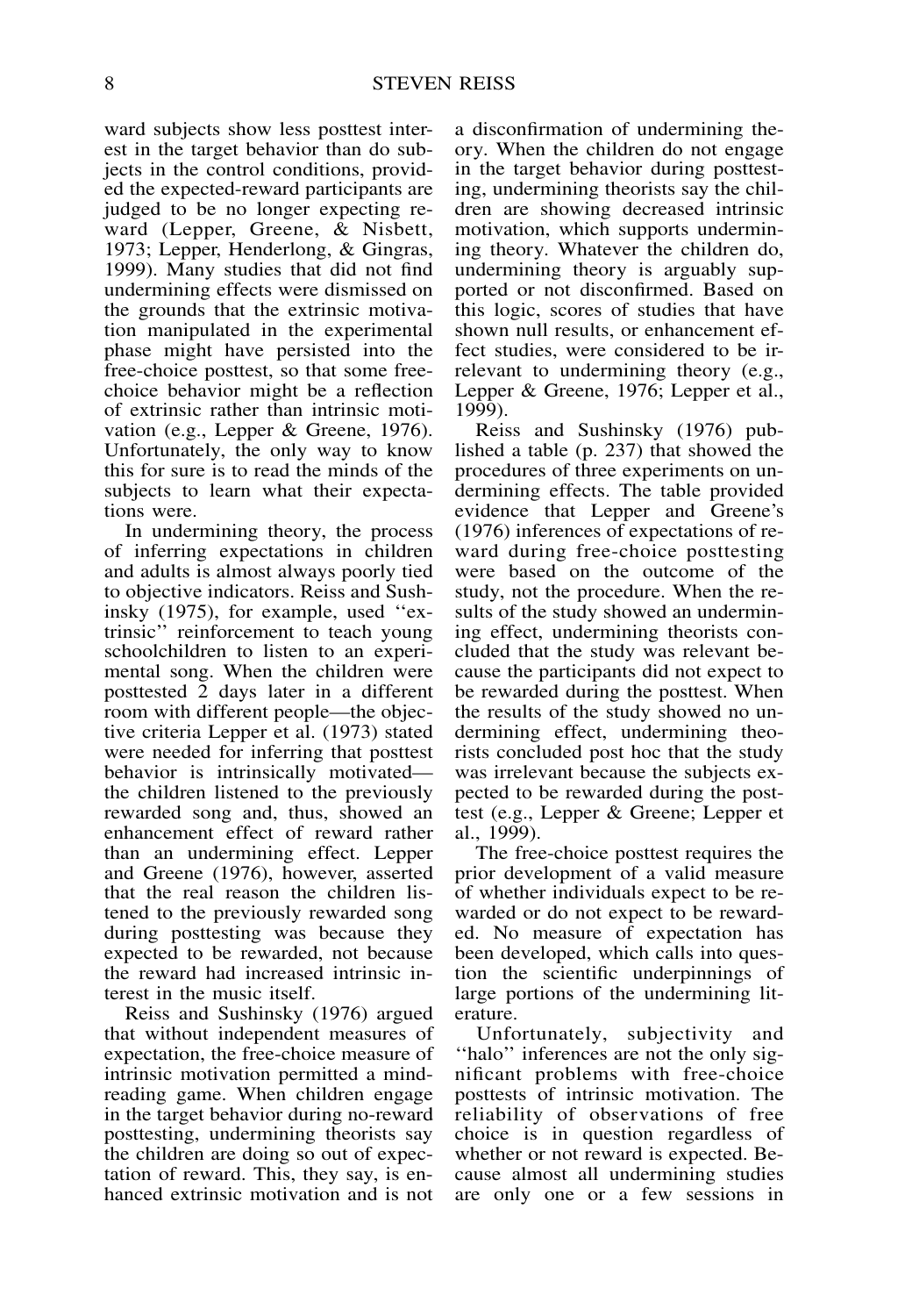ward subjects show less posttest interest in the target behavior than do subjects in the control conditions, provided the expected-reward participants are judged to be no longer expecting reward (Lepper, Greene, & Nisbett, 1973; Lepper, Henderlong, & Gingras, 1999). Many studies that did not find undermining effects were dismissed on the grounds that the extrinsic motivation manipulated in the experimental phase might have persisted into the free-choice posttest, so that some free-choice behavior might be a reflection of extrinsic rather than intrinsic motivation (e.g., Lepper & Greene, 1976). Unfortunately, the only way to know this for sure is to read the minds of the subjects to learn what their expectations were.

In undermining theory, the process of inferring expectations in children and adults is almost always poorly tied to objective indicators. Reiss and Sushinsky (1975), for example, used ''extrinsic'' reinforcement to teach young schoolchildren to listen to an experimental song. When the children were posttested 2 days later in a different room with different people—the objective criteria Lepper et al. (1973) stated were needed for inferring that posttest behavior is intrinsically motivated—the children listened to the previously rewarded song and, thus, showed an enhancement effect of reward rather than an undermining effect. Lepper and Greene (1976), however, asserted that the real reason the children listened to the previously rewarded song during posttesting was because they expected to be rewarded, not because the reward had increased intrinsic interest in the music itself.

Reiss and Sushinsky (1976) argued that without independent measures of expectation, the free-choice measure of intrinsic motivation permitted a mind-reading game. When children engage in the target behavior during no-reward posttesting, undermining theorists say the children are doing so out of expectation of reward. This, they say, is enhanced extrinsic motivation and is not a disconfirmation of undermining theory. When the children do not engage in the target behavior during posttesting, undermining theorists say the children are showing decreased intrinsic motivation, which supports undermining theory. Whatever the children do, undermining theory is arguably supported or not disconfirmed. Based on this logic, scores of studies that have shown null results, or enhancement effect studies, were considered to be irrelevant to undermining theory (e.g., Lepper & Greene, 1976; Lepper et al., 1999).

Reiss and Sushinsky (1976) published a table (p. 237) that showed the procedures of three experiments on undermining effects. The table provided evidence that Lepper and Greene's (1976) inferences of expectations of reward during free-choice posttesting were based on the outcome of the study, not the procedure. When the results of the study showed an undermining effect, undermining theorists concluded that the study was relevant because the participants did not expect to be rewarded during the posttest. When the results of the study showed no undermining effect, undermining theorists concluded post hoc that the study was irrelevant because the subjects expected to be rewarded during the posttest (e.g., Lepper & Greene; Lepper et al., 1999).

The free-choice posttest requires the prior development of a valid measure of whether individuals expect to be rewarded or do not expect to be rewarded. No measure of expectation has been developed, which calls into question the scientific underpinnings of large portions of the undermining literature.

Unfortunately, subjectivity and ''halo'' inferences are not the only significant problems with free-choice posttests of intrinsic motivation. The reliability of observations of free choice is in question regardless of whether or not reward is expected. Because almost all undermining studies are only one or a few sessions in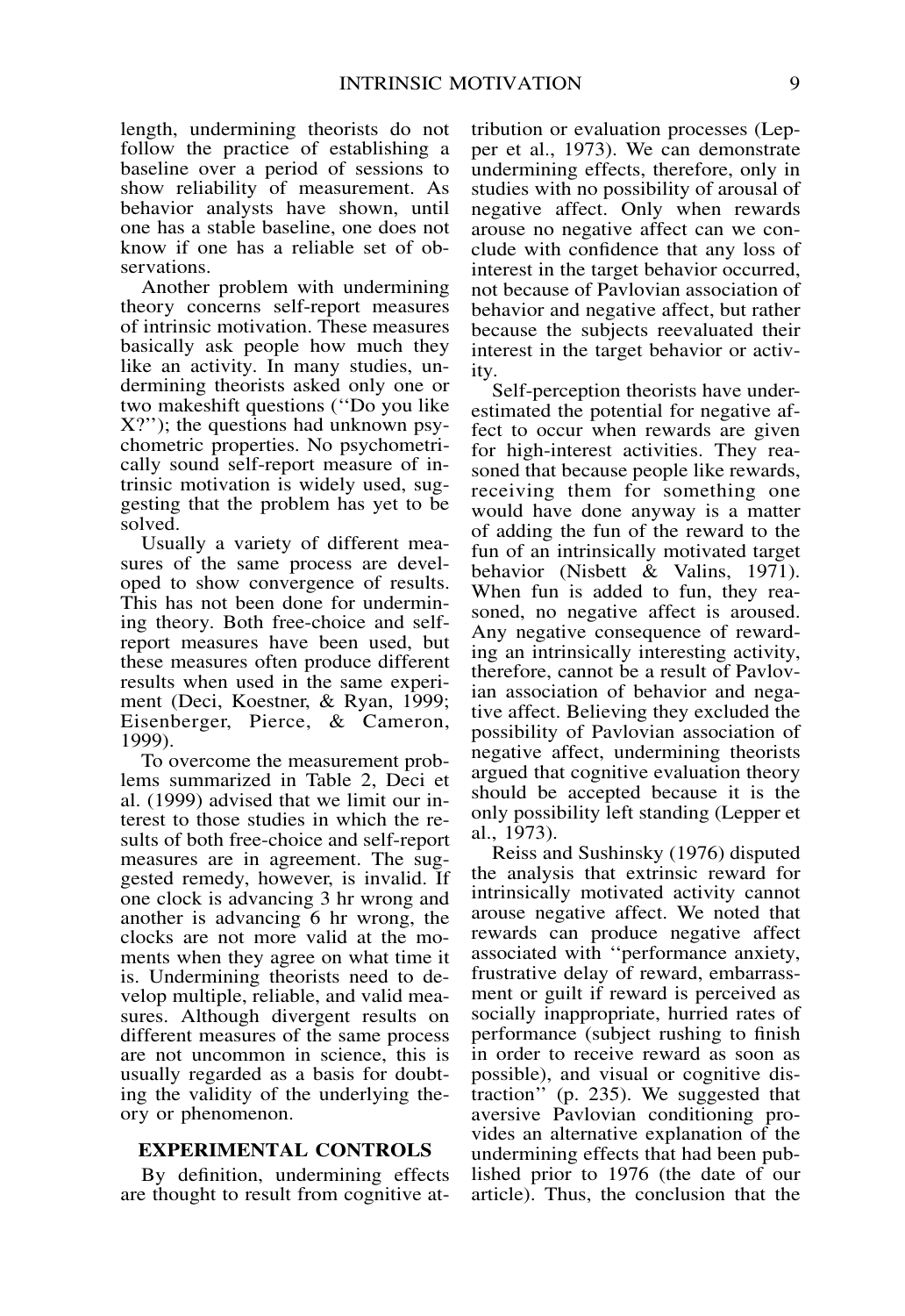length, undermining theorists do not follow the practice of establishing a baseline over a period of sessions to show reliability of measurement. As behavior analysts have shown, until one has a stable baseline, one does not know if one has a reliable set of observations.

Another problem with undermining theory concerns self-report measures of intrinsic motivation. These measures basically ask people how much they like an activity. In many studies, undermining theorists asked only one or two makeshift questions (''Do you like X?''); the questions had unknown psychometric properties. No psychometrically sound self-report measure of intrinsic motivation is widely used, suggesting that the problem has yet to be solved.

Usually a variety of different measures of the same process are developed to show convergence of results. This has not been done for undermining theory. Both free-choice and self-report measures have been used, but these measures often produce different results when used in the same experiment (Deci, Koestner, & Ryan, 1999; Eisenberger, Pierce, & Cameron, 1999).

To overcome the measurement problems summarized in Table 2, Deci et al. (1999) advised that we limit our interest to those studies in which the results of both free-choice and self-report measures are in agreement. The suggested remedy, however, is invalid. If one clock is advancing 3 hr wrong and another is advancing 6 hr wrong, the clocks are not more valid at the moments when they agree on what time it is. Undermining theorists need to develop multiple, reliable, and valid measures. Although divergent results on different measures of the same process are not uncommon in science, this is usually regarded as a basis for doubting the validity of the underlying theory or phenomenon.

## EXPERIMENTAL CONTROLS

By definition, undermining effects are thought to result from cognitive attribution or evaluation processes (Lepper et al., 1973). We can demonstrate undermining effects, therefore, only in studies with no possibility of arousal of negative affect. Only when rewards arouse no negative affect can we conclude with confidence that any loss of interest in the target behavior occurred, not because of Pavlovian association of behavior and negative affect, but rather because the subjects reevaluated their interest in the target behavior or activity.

Self-perception theorists have underestimated the potential for negative affect to occur when rewards are given for high-interest activities. They reasoned that because people like rewards, receiving them for something one would have done anyway is a matter of adding the fun of the reward to the fun of an intrinsically motivated target behavior (Nisbett & Valins, 1971). When fun is added to fun, they reasoned, no negative affect is aroused. Any negative consequence of rewarding an intrinsically interesting activity, therefore, cannot be a result of Pavlovian association of behavior and negative affect. Believing they excluded the possibility of Pavlovian association of negative affect, undermining theorists argued that cognitive evaluation theory should be accepted because it is the only possibility left standing (Lepper et al., 1973).

Reiss and Sushinsky (1976) disputed the analysis that extrinsic reward for intrinsically motivated activity cannot arouse negative affect. We noted that rewards can produce negative affect associated with ''performance anxiety, frustrative delay of reward, embarrassment or guilt if reward is perceived as socially inappropriate, hurried rates of performance (subject rushing to finish in order to receive reward as soon as possible), and visual or cognitive distraction'' (p. 235). We suggested that aversive Pavlovian conditioning provides an alternative explanation of the undermining effects that had been published prior to 1976 (the date of our article). Thus, the conclusion that the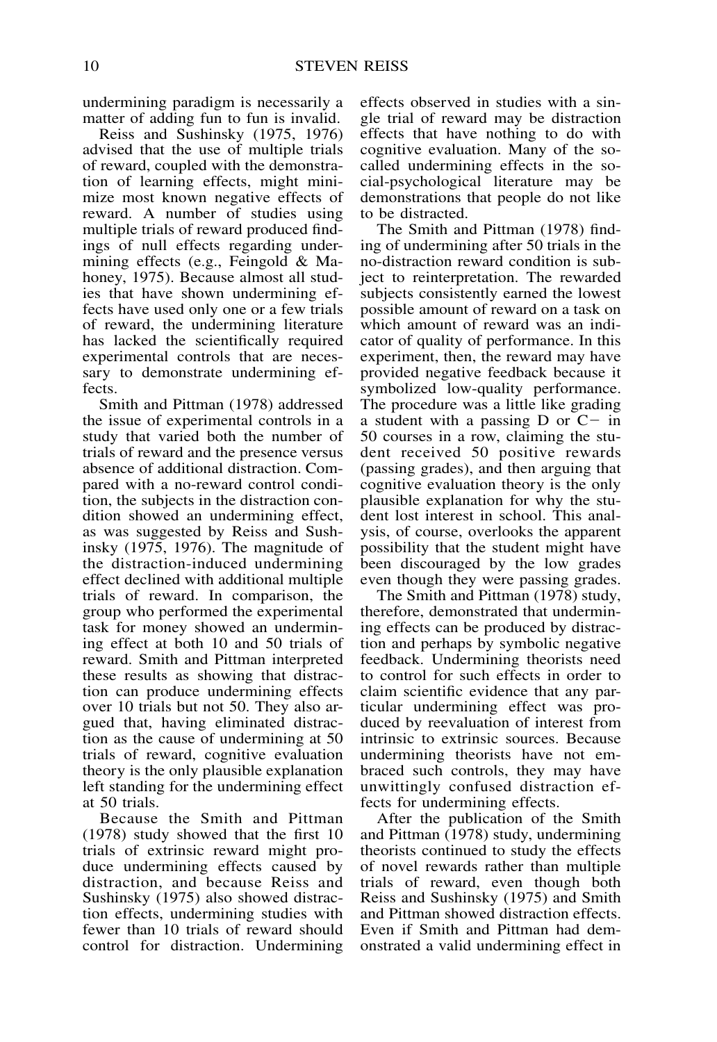undermining paradigm is necessarily a matter of adding fun to fun is invalid.

Reiss and Sushinsky (1975, 1976) advised that the use of multiple trials of reward, coupled with the demonstration of learning effects, might minimize most known negative effects of reward. A number of studies using multiple trials of reward produced findings of null effects regarding undermining effects (e.g., Feingold & Mahoney, 1975). Because almost all studies that have shown undermining effects have used only one or a few trials of reward, the undermining literature has lacked the scientifically required experimental controls that are necessary to demonstrate undermining effects.

Smith and Pittman (1978) addressed the issue of experimental controls in a study that varied both the number of trials of reward and the presence versus absence of additional distraction. Compared with a no-reward control condition, the subjects in the distraction condition showed an undermining effect, as was suggested by Reiss and Sushinsky (1975, 1976). The magnitude of the distraction-induced undermining effect declined with additional multiple trials of reward. In comparison, the group who performed the experimental task for money showed an undermining effect at both 10 and 50 trials of reward. Smith and Pittman interpreted these results as showing that distraction can produce undermining effects over 10 trials but not 50. They also argued that, having eliminated distraction as the cause of undermining at 50 trials of reward, cognitive evaluation theory is the only plausible explanation left standing for the undermining effect at 50 trials.

Because the Smith and Pittman (1978) study showed that the first 10 trials of extrinsic reward might produce undermining effects caused by distraction, and because Reiss and Sushinsky (1975) also showed distraction effects, undermining studies with fewer than 10 trials of reward should control for distraction. Undermining effects observed in studies with a single trial of reward may be distraction effects that have nothing to do with cognitive evaluation. Many of the so-called undermining effects in the social-psychological literature may be demonstrations that people do not like to be distracted.

The Smith and Pittman (1978) finding of undermining after 50 trials in the no-distraction reward condition is subject to reinterpretation. The rewarded subjects consistently earned the lowest possible amount of reward on a task on which amount of reward was an indicator of quality of performance. In this experiment, then, the reward may have provided negative feedback because it symbolized low-quality performance. The procedure was a little like grading a student with a passing D or C− in 50 courses in a row, claiming the student received 50 positive rewards (passing grades), and then arguing that cognitive evaluation theory is the only plausible explanation for why the student lost interest in school. This analysis, of course, overlooks the apparent possibility that the student might have been discouraged by the low grades even though they were passing grades.

The Smith and Pittman (1978) study, therefore, demonstrated that undermining effects can be produced by distraction and perhaps by symbolic negative feedback. Undermining theorists need to control for such effects in order to claim scientific evidence that any particular undermining effect was produced by reevaluation of interest from intrinsic to extrinsic sources. Because undermining theorists have not embraced such controls, they may have unwittingly confused distraction effects for undermining effects.

After the publication of the Smith and Pittman (1978) study, undermining theorists continued to study the effects of novel rewards rather than multiple trials of reward, even though both Reiss and Sushinsky (1975) and Smith and Pittman showed distraction effects. Even if Smith and Pittman had demonstrated a valid undermining effect in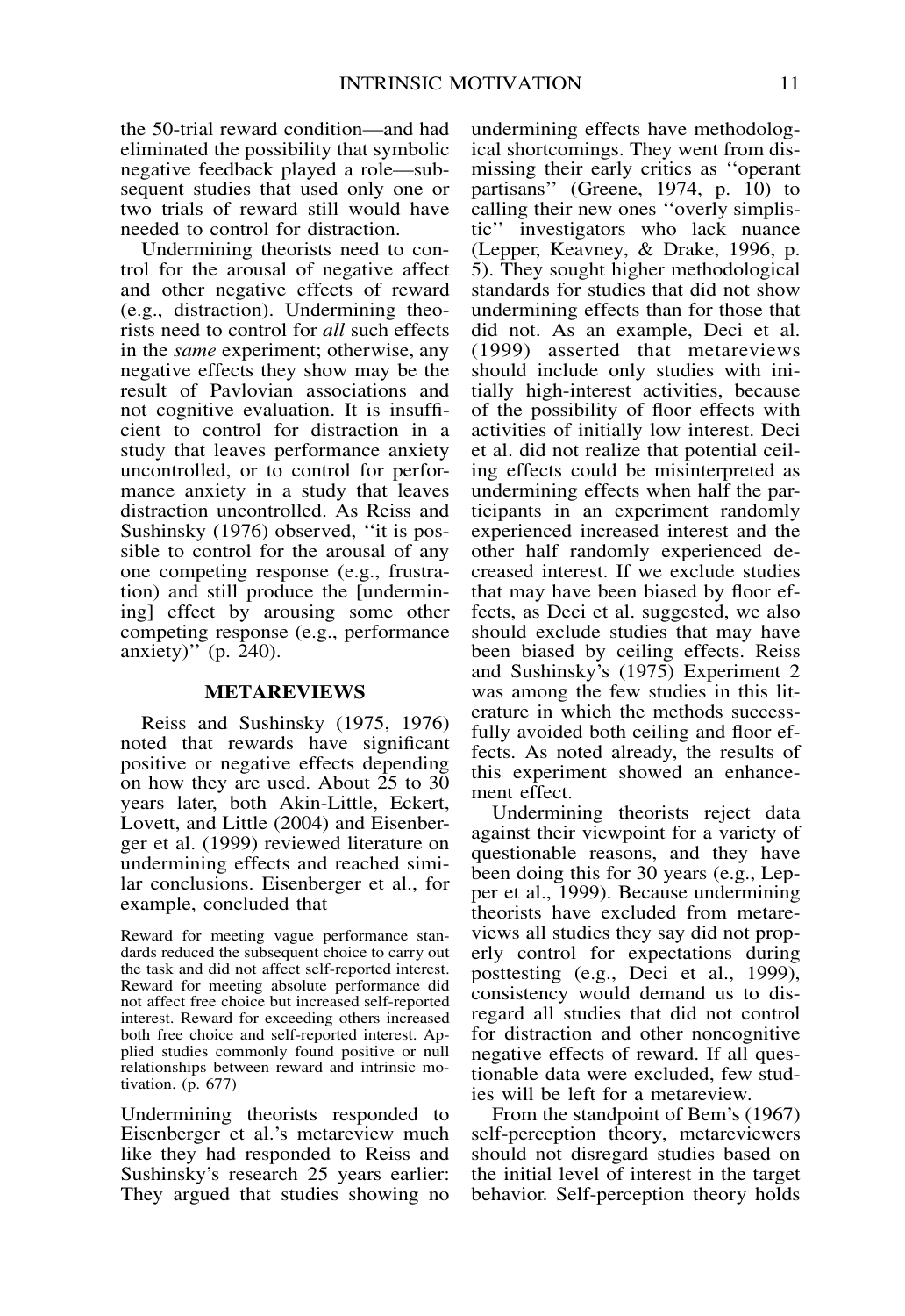the 50-trial reward condition—and had eliminated the possibility that symbolic negative feedback played a role—subsequent studies that used only one or two trials of reward still would have needed to control for distraction.

Undermining theorists need to control for the arousal of negative affect and other negative effects of reward (e.g., distraction). Undermining theorists need to control for *all* such effects in the *same* experiment; otherwise, any negative effects they show may be the result of Pavlovian associations and not cognitive evaluation. It is insufficient to control for distraction in a study that leaves performance anxiety uncontrolled, or to control for performance anxiety in a study that leaves distraction uncontrolled. As Reiss and Sushinsky (1976) observed, ''it is possible to control for the arousal of any one competing response (e.g., frustration) and still produce the [undermining] effect by arousing some other competing response (e.g., performance anxiety)'' (p. 240).

## METAREVIEWS

Reiss and Sushinsky (1975, 1976) noted that rewards have significant positive or negative effects depending on how they are used. About 25 to 30 years later, both Akin-Little, Eckert, Lovett, and Little (2004) and Eisenberger et al. (1999) reviewed literature on undermining effects and reached similar conclusions. Eisenberger et al., for example, concluded that

> Reward for meeting vague performance standards reduced the subsequent choice to carry out the task and did not affect self-reported interest. Reward for meeting absolute performance did not affect free choice but increased self-reported interest. Reward for exceeding others increased both free choice and self-reported interest. Applied studies commonly found positive or null relationships between reward and intrinsic motivation. (p. 677)

Undermining theorists responded to Eisenberger et al.'s metareview much like they had responded to Reiss and Sushinsky's research 25 years earlier: They argued that studies showing no undermining effects have methodological shortcomings. They went from dismissing their early critics as ''operant partisans'' (Greene, 1974, p. 10) to calling their new ones ''overly simplistic'' investigators who lack nuance (Lepper, Keavney, & Drake, 1996, p. 5). They sought higher methodological standards for studies that did not show undermining effects than for those that did not. As an example, Deci et al. (1999) asserted that metareviews should include only studies with initially high-interest activities, because of the possibility of floor effects with activities of initially low interest. Deci et al. did not realize that potential ceiling effects could be misinterpreted as undermining effects when half the participants in an experiment randomly experienced increased interest and the other half randomly experienced decreased interest. If we exclude studies that may have been biased by floor effects, as Deci et al. suggested, we also should exclude studies that may have been biased by ceiling effects. Reiss and Sushinsky's (1975) Experiment 2 was among the few studies in this literature in which the methods successfully avoided both ceiling and floor effects. As noted already, the results of this experiment showed an enhancement effect.

Undermining theorists reject data against their viewpoint for a variety of questionable reasons, and they have been doing this for 30 years (e.g., Lepper et al., 1999). Because undermining theorists have excluded from metareviews all studies they say did not properly control for expectations during posttesting (e.g., Deci et al., 1999), consistency would demand us to disregard all studies that did not control for distraction and other noncognitive negative effects of reward. If all questionable data were excluded, few studies will be left for a metareview.

From the standpoint of Bem's (1967) self-perception theory, metareviewers should not disregard studies based on the initial level of interest in the target behavior. Self-perception theory holds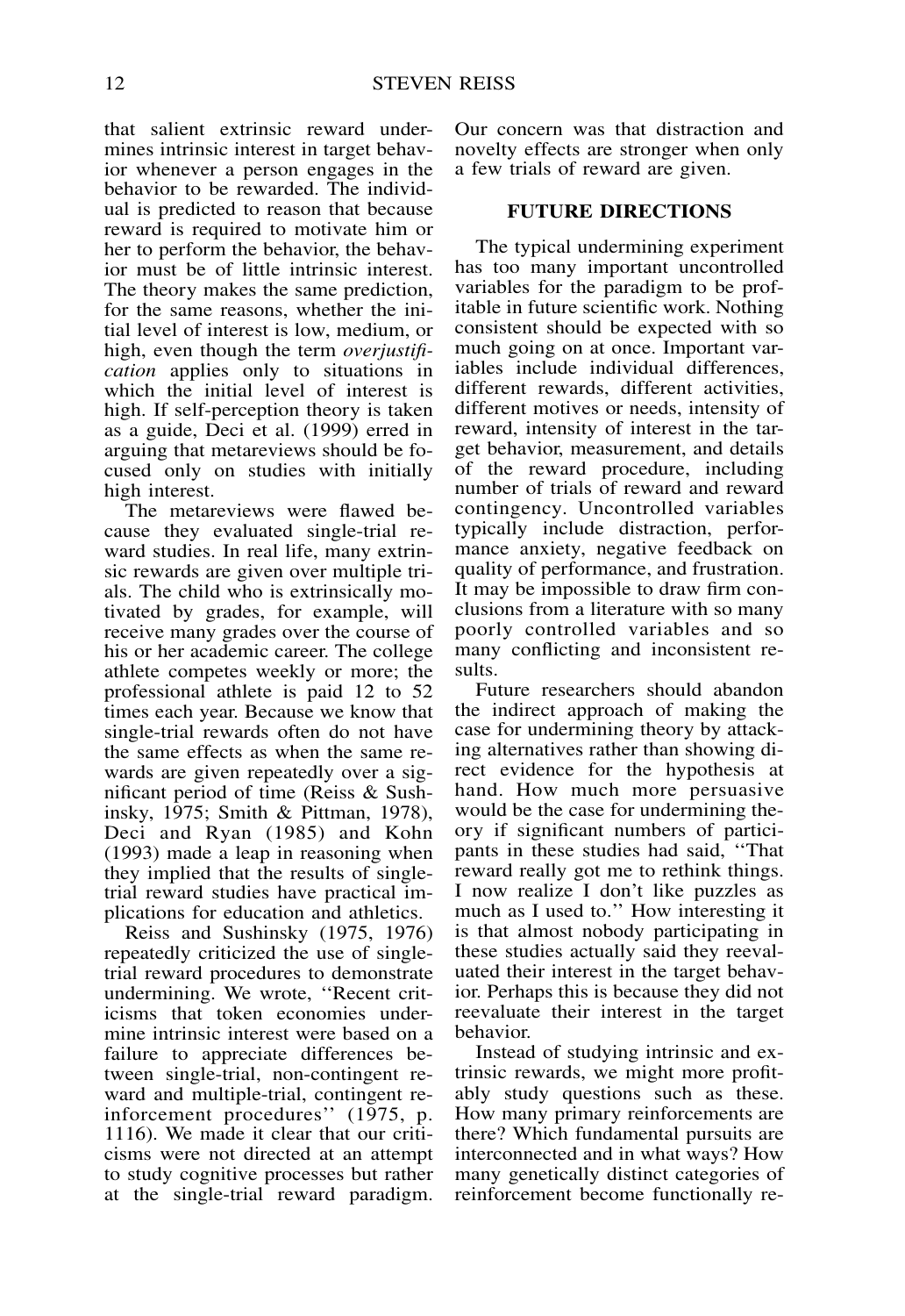that salient extrinsic reward undermines intrinsic interest in target behavior whenever a person engages in the behavior to be rewarded. The individual is predicted to reason that because reward is required to motivate him or her to perform the behavior, the behavior must be of little intrinsic interest. The theory makes the same prediction, for the same reasons, whether the initial level of interest is low, medium, or high, even though the term *overjustification* applies only to situations in which the initial level of interest is high. If self-perception theory is taken as a guide, Deci et al. (1999) erred in arguing that metareviews should be focused only on studies with initially high interest.

The metareviews were flawed because they evaluated single-trial reward studies. In real life, many extrinsic rewards are given over multiple trials. The child who is extrinsically motivated by grades, for example, will receive many grades over the course of his or her academic career. The college athlete competes weekly or more; the professional athlete is paid 12 to 52 times each year. Because we know that single-trial rewards often do not have the same effects as when the same rewards are given repeatedly over a significant period of time (Reiss & Sushinsky, 1975; Smith & Pittman, 1978), Deci and Ryan (1985) and Kohn (1993) made a leap in reasoning when they implied that the results of single-trial reward studies have practical implications for education and athletics.

Reiss and Sushinsky (1975, 1976) repeatedly criticized the use of single-trial reward procedures to demonstrate undermining. We wrote, "Recent criticisms that token economies undermine intrinsic interest were based on a failure to appreciate differences between single-trial, non-contingent reward and multiple-trial, contingent reinforcement procedures" (1975, p. 1116). We made it clear that our criticisms were not directed at an attempt to study cognitive processes but rather at the single-trial reward paradigm. Our concern was that distraction and novelty effects are stronger when only a few trials of reward are given.

## FUTURE DIRECTIONS

The typical undermining experiment has too many important uncontrolled variables for the paradigm to be profitable in future scientific work. Nothing consistent should be expected with so much going on at once. Important variables include individual differences, different rewards, different activities, different motives or needs, intensity of reward, intensity of interest in the target behavior, measurement, and details of the reward procedure, including number of trials of reward and reward contingency. Uncontrolled variables typically include distraction, performance anxiety, negative feedback on quality of performance, and frustration. It may be impossible to draw firm conclusions from a literature with so many poorly controlled variables and so many conflicting and inconsistent results.

Future researchers should abandon the indirect approach of making the case for undermining theory by attacking alternatives rather than showing direct evidence for the hypothesis at hand. How much more persuasive would be the case for undermining theory if significant numbers of participants in these studies had said, "That reward really got me to rethink things. I now realize I don't like puzzles as much as I used to." How interesting it is that almost nobody participating in these studies actually said they reevaluated their interest in the target behavior. Perhaps this is because they did not reevaluate their interest in the target behavior.

Instead of studying intrinsic and extrinsic rewards, we might more profitably study questions such as these. How many primary reinforcements are there? Which fundamental pursuits are interconnected and in what ways? How many genetically distinct categories of reinforcement become functionally re-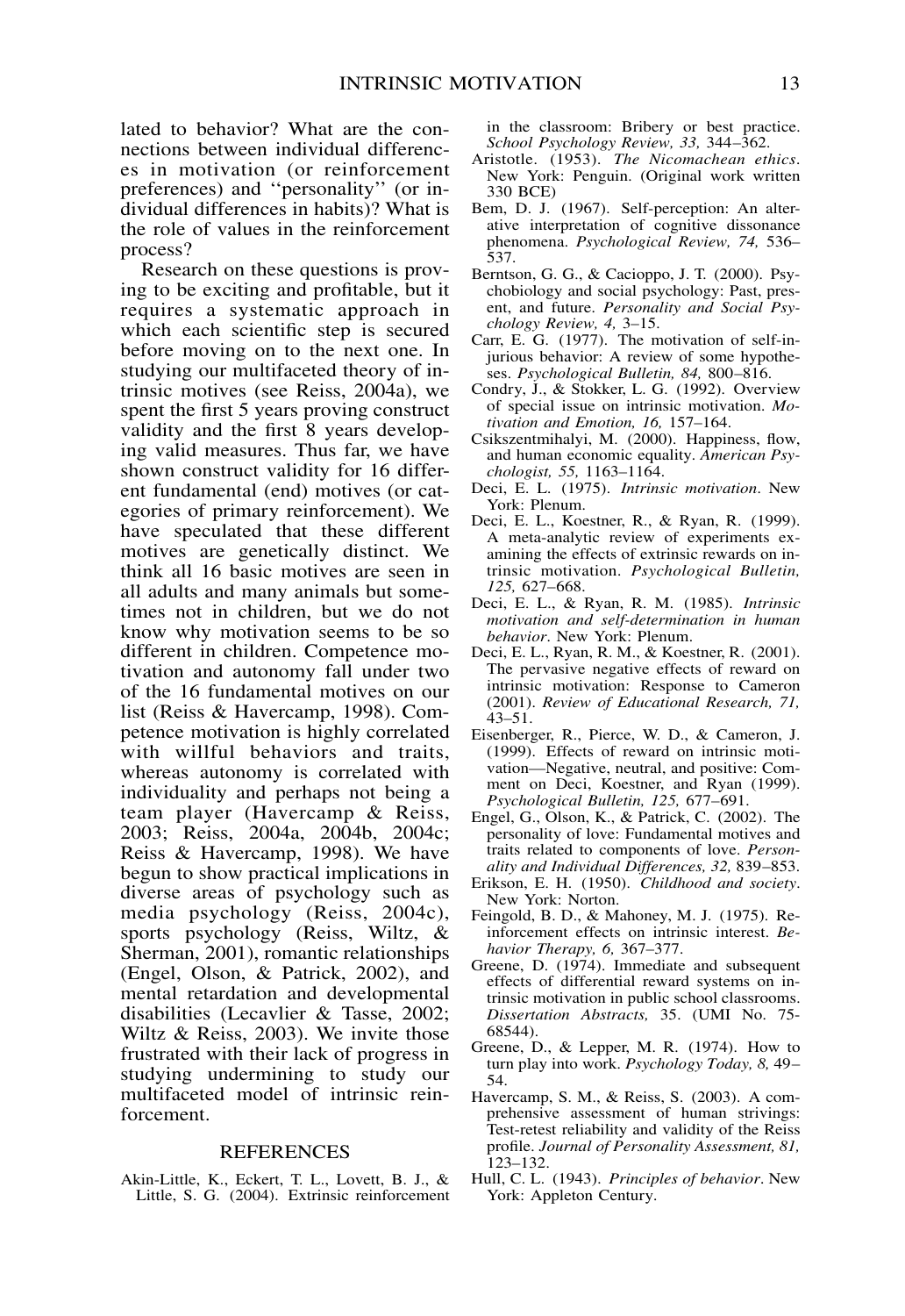lated to behavior? What are the connections between individual differences in motivation (or reinforcement preferences) and "personality" (or individual differences in habits)? What is the role of values in the reinforcement process?

Research on these questions is proving to be exciting and profitable, but it requires a systematic approach in which each scientific step is secured before moving on to the next one. In studying our multifaceted theory of intrinsic motives (see Reiss, 2004a), we spent the first 5 years proving construct validity and the first 8 years developing valid measures. Thus far, we have shown construct validity for 16 different fundamental (end) motives (or categories of primary reinforcement). We have speculated that these different motives are genetically distinct. We think all 16 basic motives are seen in all adults and many animals but sometimes not in children, but we do not know why motivation seems to be so different in children. Competence motivation and autonomy fall under two of the 16 fundamental motives on our list (Reiss & Havercamp, 1998). Competence motivation is highly correlated with willful behaviors and traits, whereas autonomy is correlated with individuality and perhaps not being a team player (Havercamp & Reiss, 2003; Reiss, 2004a, 2004b, 2004c; Reiss & Havercamp, 1998). We have begun to show practical implications in diverse areas of psychology such as media psychology (Reiss, 2004c), sports psychology (Reiss, Wiltz, & Sherman, 2001), romantic relationships (Engel, Olson, & Patrick, 2002), and mental retardation and developmental disabilities (Lecavlier & Tasse, 2002; Wiltz & Reiss, 2003). We invite those frustrated with their lack of progress in studying undermining to study our multifaceted model of intrinsic reinforcement.

## REFERENCES

Akin-Little, K., Eckert, T. L., Lovett, B. J., & Little, S. G. (2004). Extrinsic reinforcement in the classroom: Bribery or best practice. *School Psychology Review, 33,* 344–362.

Aristotle. (1953). *The Nicomachean ethics*. New York: Penguin. (Original work written 330 BCE)

Bem, D. J. (1967). Self-perception: An alterative interpretation of cognitive dissonance phenomena. *Psychological Review, 74,* 536–537.

Berntson, G. G., & Cacioppo, J. T. (2000). Psychobiology and social psychology: Past, present, and future. *Personality and Social Psychology Review, 4,* 3–15.

Carr, E. G. (1977). The motivation of self-injurious behavior: A review of some hypotheses. *Psychological Bulletin, 84,* 800–816.

Condry, J., & Stokker, L. G. (1992). Overview of special issue on intrinsic motivation. *Motivation and Emotion, 16,* 157–164.

Csikszentmihalyi, M. (2000). Happiness, flow, and human economic equality. *American Psychologist, 55,* 1163–1164.

Deci, E. L. (1975). *Intrinsic motivation*. New York: Plenum.

Deci, E. L., Koestner, R., & Ryan, R. (1999). A meta-analytic review of experiments examining the effects of extrinsic rewards on intrinsic motivation. *Psychological Bulletin, 125,* 627–668.

Deci, E. L., & Ryan, R. M. (1985). *Intrinsic motivation and self-determination in human behavior*. New York: Plenum.

Deci, E. L., Ryan, R. M., & Koestner, R. (2001). The pervasive negative effects of reward on intrinsic motivation: Response to Cameron (2001). *Review of Educational Research, 71,* 43–51.

Eisenberger, R., Pierce, W. D., & Cameron, J. (1999). Effects of reward on intrinsic motivation—Negative, neutral, and positive: Comment on Deci, Koestner, and Ryan (1999). *Psychological Bulletin, 125,* 677–691.

Engel, G., Olson, K., & Patrick, C. (2002). The personality of love: Fundamental motives and traits related to components of love. *Personality and Individual Differences, 32,* 839–853.

Erikson, E. H. (1950). *Childhood and society*. New York: Norton.

Feingold, B. D., & Mahoney, M. J. (1975). Reinforcement effects on intrinsic interest. *Behavior Therapy, 6,* 367–377.

Greene, D. (1974). Immediate and subsequent effects of differential reward systems on intrinsic motivation in public school classrooms. *Dissertation Abstracts,* 35. (UMI No. 75-68544).

Greene, D., & Lepper, M. R. (1974). How to turn play into work. *Psychology Today, 8,* 49–54.

Havercamp, S. M., & Reiss, S. (2003). A comprehensive assessment of human strivings: Test-retest reliability and validity of the Reiss profile. *Journal of Personality Assessment, 81,* 123–132.

Hull, C. L. (1943). *Principles of behavior*. New York: Appleton Century.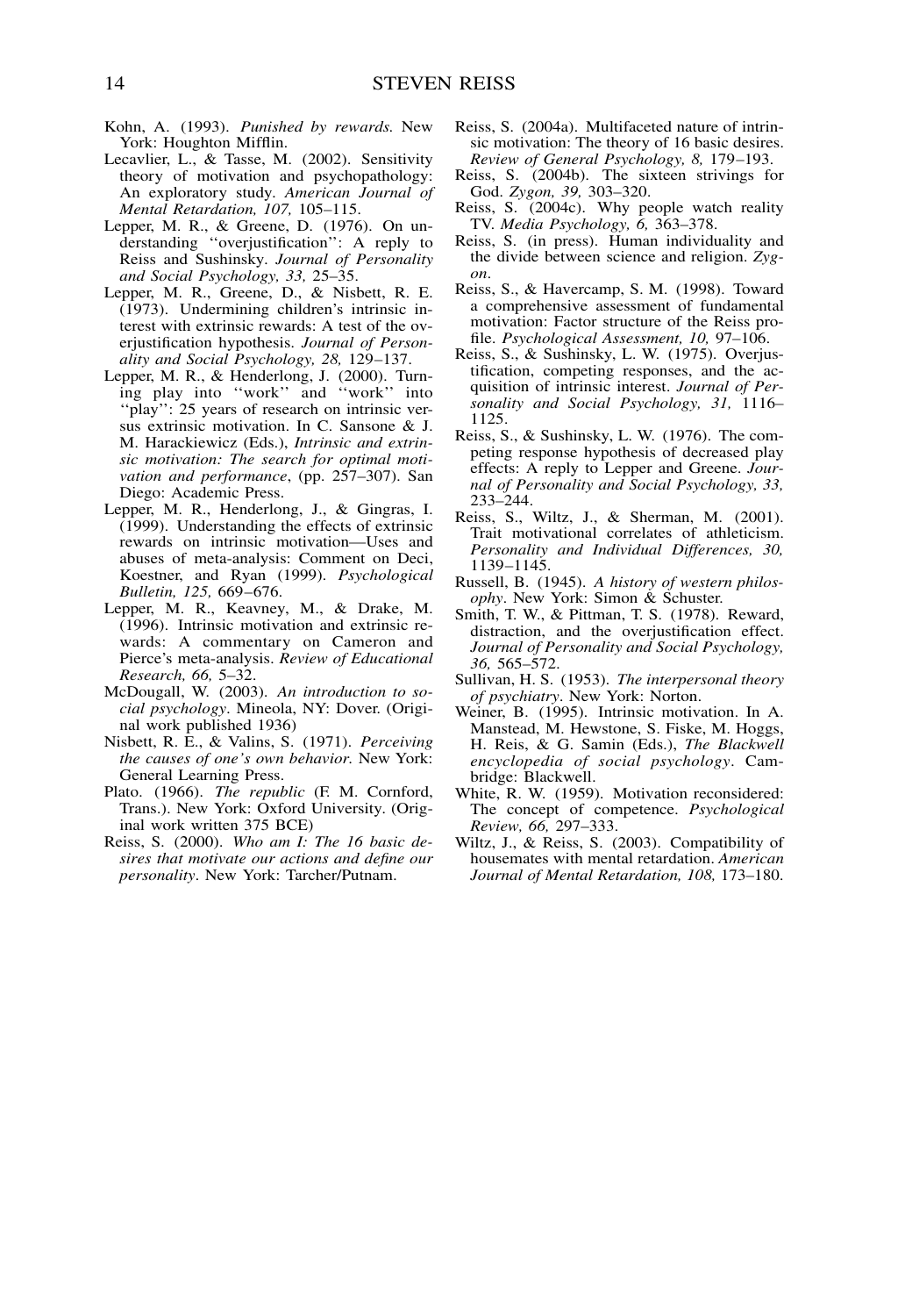Kohn, A. (1993). *Punished by rewards.* New York: Houghton Mifflin.

Lecavlier, L., & Tasse, M. (2002). Sensitivity theory of motivation and psychopathology: An exploratory study. *American Journal of Mental Retardation, 107,* 105–115.

Lepper, M. R., & Greene, D. (1976). On understanding ''overjustification'': A reply to Reiss and Sushinsky. *Journal of Personality and Social Psychology, 33,* 25–35.

Lepper, M. R., Greene, D., & Nisbett, R. E. (1973). Undermining children's intrinsic interest with extrinsic rewards: A test of the overjustification hypothesis. *Journal of Personality and Social Psychology, 28,* 129–137.

Lepper, M. R., & Henderlong, J. (2000). Turning play into ''work'' and ''work'' into ''play'': 25 years of research on intrinsic versus extrinsic motivation. In C. Sansone & J. M. Harackiewicz (Eds.), *Intrinsic and extrinsic motivation: The search for optimal motivation and performance*, (pp. 257–307). San Diego: Academic Press.

Lepper, M. R., Henderlong, J., & Gingras, I. (1999). Understanding the effects of extrinsic rewards on intrinsic motivation—Uses and abuses of meta-analysis: Comment on Deci, Koestner, and Ryan (1999). *Psychological Bulletin, 125,* 669–676.

Lepper, M. R., Keavney, M., & Drake, M. (1996). Intrinsic motivation and extrinsic rewards: A commentary on Cameron and Pierce's meta-analysis. *Review of Educational Research, 66,* 5–32.

McDougall, W. (2003). *An introduction to social psychology*. Mineola, NY: Dover. (Original work published 1936)

Nisbett, R. E., & Valins, S. (1971). *Perceiving the causes of one's own behavior.* New York: General Learning Press.

Plato. (1966). *The republic* (F. M. Cornford, Trans.). New York: Oxford University. (Original work written 375 BCE)

Reiss, S. (2000). *Who am I: The 16 basic desires that motivate our actions and define our personality*. New York: Tarcher/Putnam.

Reiss, S. (2004a). Multifaceted nature of intrinsic motivation: The theory of 16 basic desires. *Review of General Psychology, 8,* 179–193.

Reiss, S. (2004b). The sixteen strivings for God. *Zygon, 39,* 303–320.

Reiss, S. (2004c). Why people watch reality TV. *Media Psychology, 6,* 363–378.

Reiss, S. (in press). Human individuality and the divide between science and religion. *Zygon*.

Reiss, S., & Havercamp, S. M. (1998). Toward a comprehensive assessment of fundamental motivation: Factor structure of the Reiss profile. *Psychological Assessment, 10,* 97–106.

Reiss, S., & Sushinsky, L. W. (1975). Overjustification, competing responses, and the acquisition of intrinsic interest. *Journal of Personality and Social Psychology, 31,* 1116–1125.

Reiss, S., & Sushinsky, L. W. (1976). The competing response hypothesis of decreased play effects: A reply to Lepper and Greene. *Journal of Personality and Social Psychology, 33,* 233–244.

Reiss, S., Wiltz, J., & Sherman, M. (2001). Trait motivational correlates of athleticism. *Personality and Individual Differences, 30,* 1139–1145.

Russell, B. (1945). *A history of western philosophy*. New York: Simon & Schuster.

Smith, T. W., & Pittman, T. S. (1978). Reward, distraction, and the overjustification effect. *Journal of Personality and Social Psychology, 36,* 565–572.

Sullivan, H. S. (1953). *The interpersonal theory of psychiatry*. New York: Norton.

Weiner, B. (1995). Intrinsic motivation. In A. Manstead, M. Hewstone, S. Fiske, M. Hoggs, H. Reis, & G. Samin (Eds.), *The Blackwell encyclopedia of social psychology*. Cambridge: Blackwell.

White, R. W. (1959). Motivation reconsidered: The concept of competence. *Psychological Review, 66,* 297–333.

Wiltz, J., & Reiss, S. (2003). Compatibility of housemates with mental retardation. *American Journal of Mental Retardation, 108,* 173–180.